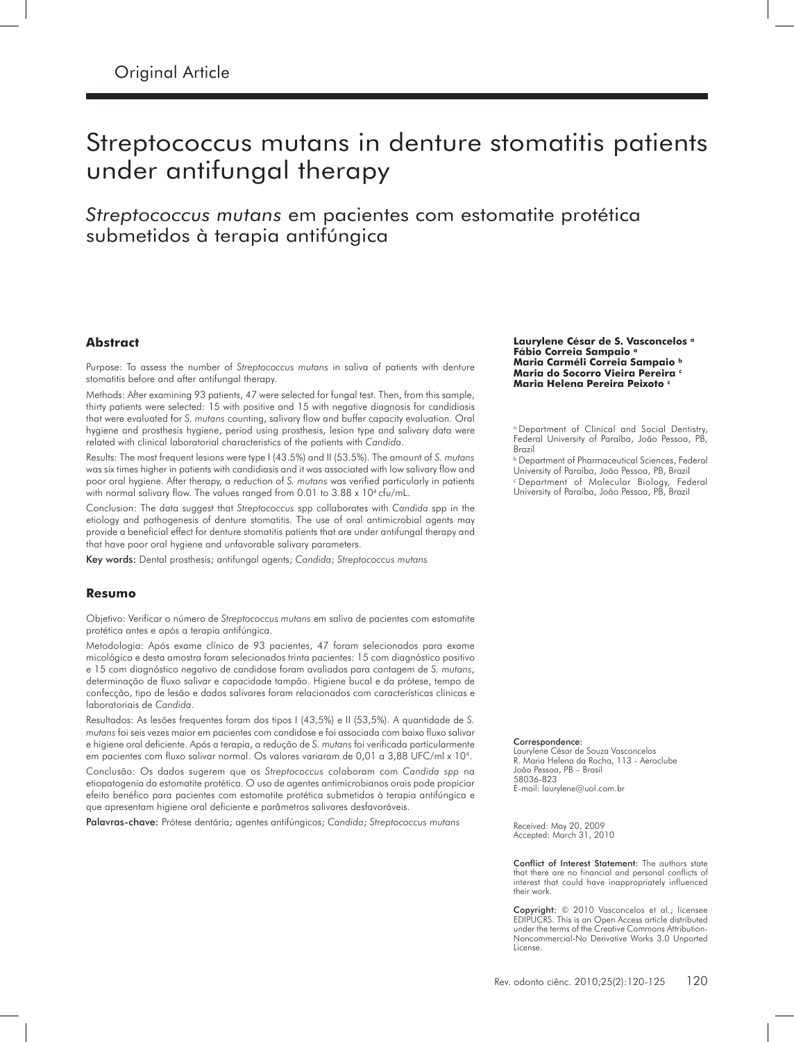Original Article

# Streptococcus mutans in denture stomatitis patients under antifungal therapy

## *Streptococcus mutans* em pacientes com estomatite protética submetidos à terapia antifúngica

**Laurylene César de S. Vasconcelos** [a]
**Fábio Correia Sampaio** [a]
**Maria Carméli Correia Sampaio** [b]
**Maria do Socorro Vieira Pereira** [c]
**Maria Helena Pereira Peixoto** [c]

[a] Department of Clinical and Social Dentistry, Federal University of Paraíba, João Pessoa, PB, Brazil

[b] Department of Pharmaceutical Sciences, Federal University of Paraíba, João Pessoa, PB, Brazil

[c] Department of Molecular Biology, Federal University of Paraíba, João Pessoa, PB, Brazil

### Abstract

Purpose: To assess the number of *Streptococcus mutans* in saliva of patients with denture stomatitis before and after antifungal therapy.

Methods: After examining 93 patients, 47 were selected for fungal test. Then, from this sample, thirty patients were selected: 15 with positive and 15 with negative diagnosis for candidiasis that were evaluated for *S. mutans* counting, salivary flow and buffer capacity evaluation. Oral hygiene and prosthesis hygiene, period using prosthesis, lesion type and salivary data were related with clinical laboratorial characteristics of the patients with *Candida*.

Results: The most frequent lesions were type I (43.5%) and II (53.5%). The amount of *S. mutans* was six times higher in patients with candidiasis and it was associated with low salivary flow and poor oral hygiene. After therapy, a reduction of *S. mutans* was verified particularly in patients with normal salivary flow. The values ranged from 0.01 to $3.88 \times 10^4$ cfu/mL.

Conclusion: The data suggest that *Streptococcus* spp collaborates with *Candida* spp in the etiology and pathogenesis of denture stomatitis. The use of oral antimicrobial agents may provide a beneficial effect for denture stomatitis patients that are under antifungal therapy and that have poor oral hygiene and unfavorable salivary parameters.

**Key words:** Dental prosthesis; antifungal agents; *Candida*; *Streptococcus mutans*

### Resumo

Objetivo: Verificar o número de *Streptococcus mutans* em saliva de pacientes com estomatite protética antes e após a terapia antifúngica.

Metodologia: Após exame clínico de 93 pacientes, 47 foram selecionados para exame micológico e desta amostra foram selecionados trinta pacientes: 15 com diagnóstico positivo e 15 com diagnóstico negativo de candidose foram avaliados para contagem de *S. mutans*, determinação de fluxo salivar e capacidade tampão. Higiene bucal e da prótese, tempo de confecção, tipo de lesão e dados salivares foram relacionados com características clínicas e laboratoriais de *Candida*.

Resultados: As lesões frequentes foram dos tipos I (43,5%) e II (53,5%). A quantidade de *S. mutans* foi seis vezes maior em pacientes com candidose e foi associada com baixo fluxo salivar e higiene oral deficiente. Após a terapia, a redução de *S. mutans* foi verificada particularmente em pacientes com fluxo salivar normal. Os valores variaram de 0,01 a 3,88 UFC/ml x $10^4$.

Conclusão: Os dados sugerem que os *Streptococcus* colaboram com *Candida spp* na etiopatogenia da estomatite protética. O uso de agentes antimicrobianos orais pode propiciar efeito benéfico para pacientes com estomatite protética submetidos à terapia antifúngica e que apresentam higiene oral deficiente e parâmetros salivares desfavoráveis.

**Palavras-chave:** Prótese dentária; agentes antifúngicos; *Candida*; *Streptococcus mutans*

**Correspondence:**
Laurylene César de Souza Vasconcelos
R. Maria Helena da Rocha, 113 - Aeroclube
João Pessoa, PB – Brasil
58036-823
E-mail: laurylene@uol.com.br

Received: May 20, 2009
Accepted: March 31, 2010

**Conflict of Interest Statement:** The authors state that there are no financial and personal conflicts of interest that could have inappropriately influenced their work.

**Copyright:** © 2010 Vasconcelos et al.; licensee EDIPUCRS. This is an Open Access article distributed under the terms of the Creative Commons Attribution-Noncommercial-No Derivative Works 3.0 Unported License.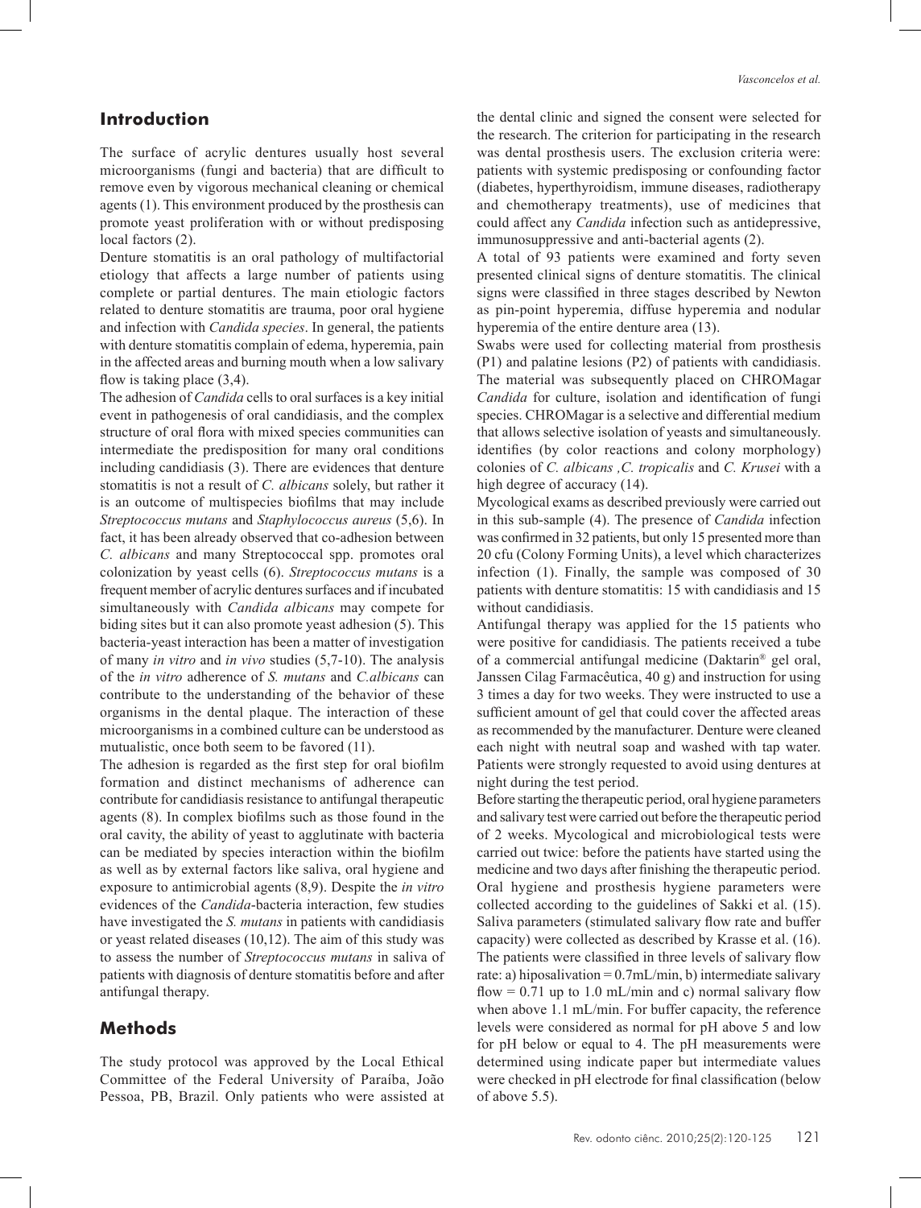## Introduction

The surface of acrylic dentures usually host several microorganisms (fungi and bacteria) that are difficult to remove even by vigorous mechanical cleaning or chemical agents (1). This environment produced by the prosthesis can promote yeast proliferation with or without predisposing local factors (2).

Denture stomatitis is an oral pathology of multifactorial etiology that affects a large number of patients using complete or partial dentures. The main etiologic factors related to denture stomatitis are trauma, poor oral hygiene and infection with *Candida species*. In general, the patients with denture stomatitis complain of edema, hyperemia, pain in the affected areas and burning mouth when a low salivary flow is taking place (3,4).

The adhesion of *Candida* cells to oral surfaces is a key initial event in pathogenesis of oral candidiasis, and the complex structure of oral flora with mixed species communities can intermediate the predisposition for many oral conditions including candidiasis (3). There are evidences that denture stomatitis is not a result of *C. albicans* solely, but rather it is an outcome of multispecies biofilms that may include *Streptococcus mutans* and *Staphylococcus aureus* (5,6). In fact, it has been already observed that co-adhesion between *C. albicans* and many Streptococcal spp. promotes oral colonization by yeast cells (6). *Streptococcus mutans* is a frequent member of acrylic dentures surfaces and if incubated simultaneously with *Candida albicans* may compete for biding sites but it can also promote yeast adhesion (5). This bacteria-yeast interaction has been a matter of investigation of many *in vitro* and *in vivo* studies (5,7-10). The analysis of the *in vitro* adherence of *S. mutans* and *C.albicans* can contribute to the understanding of the behavior of these organisms in the dental plaque. The interaction of these microorganisms in a combined culture can be understood as mutualistic, once both seem to be favored (11).

The adhesion is regarded as the first step for oral biofilm formation and distinct mechanisms of adherence can contribute for candidiasis resistance to antifungal therapeutic agents (8). In complex biofilms such as those found in the oral cavity, the ability of yeast to agglutinate with bacteria can be mediated by species interaction within the biofilm as well as by external factors like saliva, oral hygiene and exposure to antimicrobial agents (8,9). Despite the *in vitro* evidences of the *Candida*-bacteria interaction, few studies have investigated the *S. mutans* in patients with candidiasis or yeast related diseases (10,12). The aim of this study was to assess the number of *Streptococcus mutans* in saliva of patients with diagnosis of denture stomatitis before and after antifungal therapy.

## Methods

The study protocol was approved by the Local Ethical Committee of the Federal University of Paraíba, João Pessoa, PB, Brazil. Only patients who were assisted at the dental clinic and signed the consent were selected for the research. The criterion for participating in the research was dental prosthesis users. The exclusion criteria were: patients with systemic predisposing or confounding factor (diabetes, hyperthyroidism, immune diseases, radiotherapy and chemotherapy treatments), use of medicines that could affect any *Candida* infection such as antidepressive, immunosuppressive and anti-bacterial agents (2).

A total of 93 patients were examined and forty seven presented clinical signs of denture stomatitis. The clinical signs were classified in three stages described by Newton as pin-point hyperemia, diffuse hyperemia and nodular hyperemia of the entire denture area (13).

Swabs were used for collecting material from prosthesis (P1) and palatine lesions (P2) of patients with candidiasis. The material was subsequently placed on CHROMagar *Candida* for culture, isolation and identification of fungi species. CHROMagar is a selective and differential medium that allows selective isolation of yeasts and simultaneously. identifies (by color reactions and colony morphology) colonies of *C. albicans ,C. tropicalis* and *C. Krusei* with a high degree of accuracy (14).

Mycological exams as described previously were carried out in this sub-sample (4). The presence of *Candida* infection was confirmed in 32 patients, but only 15 presented more than 20 cfu (Colony Forming Units), a level which characterizes infection (1). Finally, the sample was composed of 30 patients with denture stomatitis: 15 with candidiasis and 15 without candidiasis.

Antifungal therapy was applied for the 15 patients who were positive for candidiasis. The patients received a tube of a commercial antifungal medicine (Daktarin® gel oral, Janssen Cilag Farmacêutica, 40 g) and instruction for using 3 times a day for two weeks. They were instructed to use a sufficient amount of gel that could cover the affected areas as recommended by the manufacturer. Denture were cleaned each night with neutral soap and washed with tap water. Patients were strongly requested to avoid using dentures at night during the test period.

Before starting the therapeutic period, oral hygiene parameters and salivary test were carried out before the therapeutic period of 2 weeks. Mycological and microbiological tests were carried out twice: before the patients have started using the medicine and two days after finishing the therapeutic period. Oral hygiene and prosthesis hygiene parameters were collected according to the guidelines of Sakki et al. (15). Saliva parameters (stimulated salivary flow rate and buffer capacity) were collected as described by Krasse et al. (16). The patients were classified in three levels of salivary flow rate: a) hiposalivation = 0.7mL/min, b) intermediate salivary flow = 0.71 up to 1.0 mL/min and c) normal salivary flow when above 1.1 mL/min. For buffer capacity, the reference levels were considered as normal for pH above 5 and low for pH below or equal to 4. The pH measurements were determined using indicate paper but intermediate values were checked in pH electrode for final classification (below of above 5.5).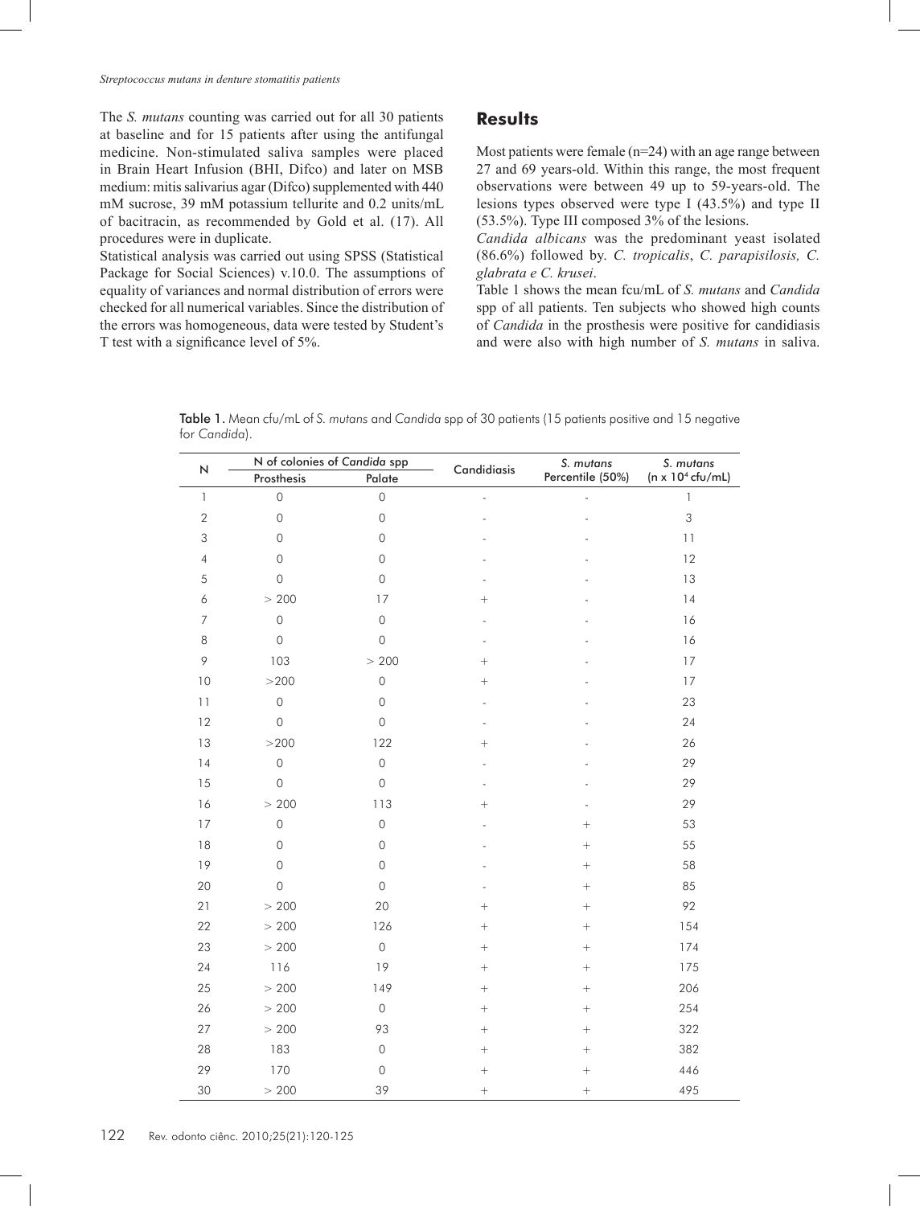The *S. mutans* counting was carried out for all 30 patients at baseline and for 15 patients after using the antifungal medicine. Non-stimulated saliva samples were placed in Brain Heart Infusion (BHI, Difco) and later on MSB medium: mitis salivarius agar (Difco) supplemented with 440 mM sucrose, 39 mM potassium tellurite and 0.2 units/mL of bacitracin, as recommended by Gold et al. (17). All procedures were in duplicate.

Statistical analysis was carried out using SPSS (Statistical Package for Social Sciences) v.10.0. The assumptions of equality of variances and normal distribution of errors were checked for all numerical variables. Since the distribution of the errors was homogeneous, data were tested by Student's T test with a significance level of 5%.

## Results

Most patients were female (n=24) with an age range between 27 and 69 years-old. Within this range, the most frequent observations were between 49 up to 59-years-old. The lesions types observed were type I (43.5%) and type II (53.5%). Type III composed 3% of the lesions.

*Candida albicans* was the predominant yeast isolated (86.6%) followed by. *C. tropicalis*, *C. parapisilosis, C. glabrata e C. krusei*.

Table 1 shows the mean fcu/mL of *S. mutans* and *Candida* spp of all patients. Ten subjects who showed high counts of *Candida* in the prosthesis were positive for candidiasis and were also with high number of *S. mutans* in saliva.

**Table 1.** Mean cfu/mL of *S. mutans* and *Candida* spp of 30 patients (15 patients positive and 15 negative for *Candida*).

| N | N of colonies of *Candida* spp | | Candidiasis | *S. mutans* | *S. mutans* |
|---|---|---|---|---|---|
| | Prosthesis | Palate | | Percentile (50%) | (n x $10^4$ cfu/mL) |
| 1 | 0 | 0 | - | - | 1 |
| 2 | 0 | 0 | - | - | 3 |
| 3 | 0 | 0 | - | - | 11 |
| 4 | 0 | 0 | - | - | 12 |
| 5 | 0 | 0 | - | - | 13 |
| 6 | > 200 | 17 | + | - | 14 |
| 7 | 0 | 0 | - | - | 16 |
| 8 | 0 | 0 | - | - | 16 |
| 9 | 103 | > 200 | + | - | 17 |
| 10 | >200 | 0 | + | - | 17 |
| 11 | 0 | 0 | - | - | 23 |
| 12 | 0 | 0 | - | - | 24 |
| 13 | >200 | 122 | + | - | 26 |
| 14 | 0 | 0 | - | - | 29 |
| 15 | 0 | 0 | - | - | 29 |
| 16 | > 200 | 113 | + | - | 29 |
| 17 | 0 | 0 | - | + | 53 |
| 18 | 0 | 0 | - | + | 55 |
| 19 | 0 | 0 | - | + | 58 |
| 20 | 0 | 0 | - | + | 85 |
| 21 | > 200 | 20 | + | + | 92 |
| 22 | > 200 | 126 | + | + | 154 |
| 23 | > 200 | 0 | + | + | 174 |
| 24 | 116 | 19 | + | + | 175 |
| 25 | > 200 | 149 | + | + | 206 |
| 26 | > 200 | 0 | + | + | 254 |
| 27 | > 200 | 93 | + | + | 322 |
| 28 | 183 | 0 | + | + | 382 |
| 29 | 170 | 0 | + | + | 446 |
| 30 | > 200 | 39 | + | + | 495 |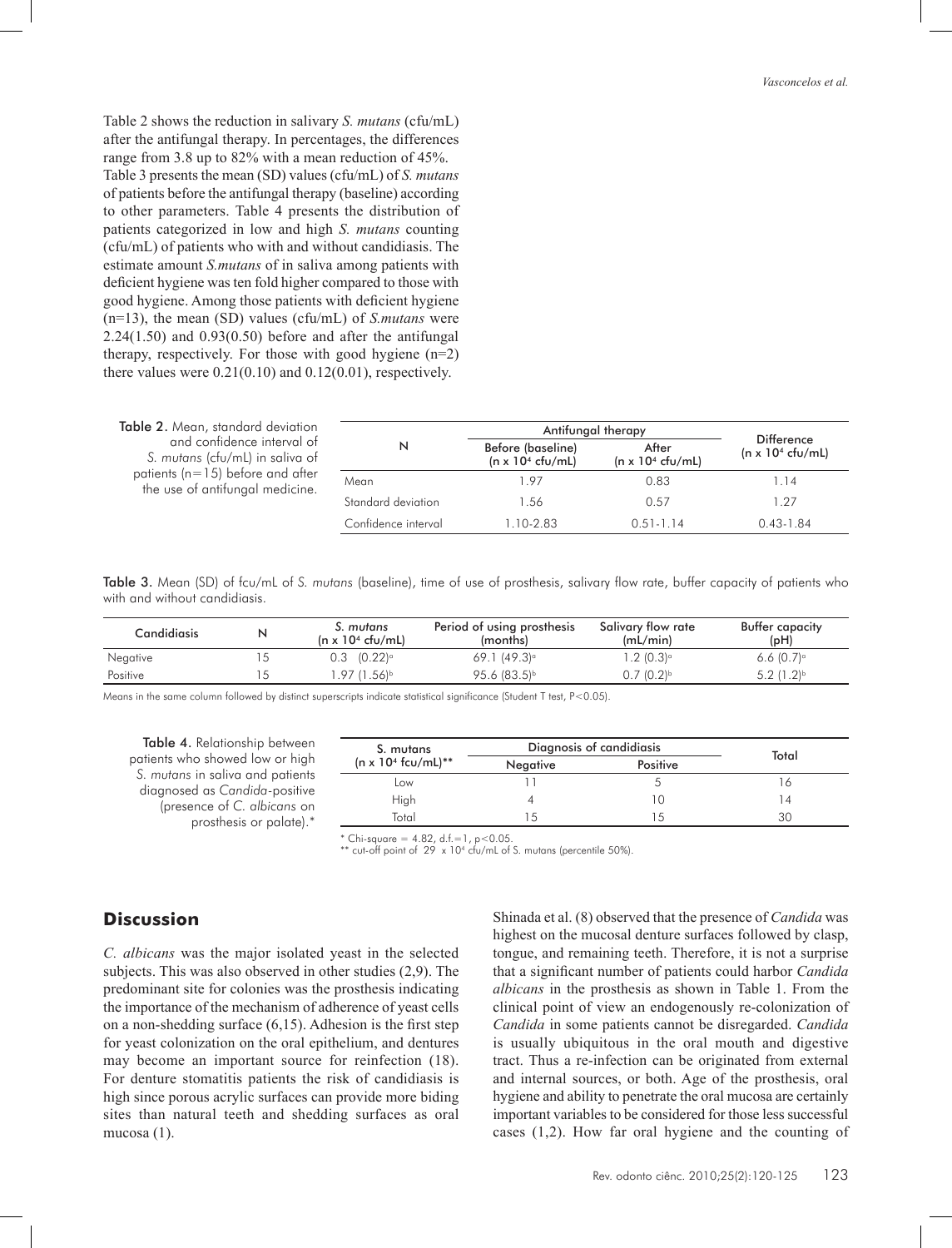Table 2 shows the reduction in salivary *S. mutans* (cfu/mL) after the antifungal therapy. In percentages, the differences range from 3.8 up to 82% with a mean reduction of 45%. Table 3 presents the mean (SD) values (cfu/mL) of *S. mutans* of patients before the antifungal therapy (baseline) according to other parameters. Table 4 presents the distribution of patients categorized in low and high *S. mutans* counting (cfu/mL) of patients who with and without candidiasis. The estimate amount *S.mutans* of in saliva among patients with deficient hygiene was ten fold higher compared to those with good hygiene. Among those patients with deficient hygiene (n=13), the mean (SD) values (cfu/mL) of *S.mutans* were 2.24(1.50) and 0.93(0.50) before and after the antifungal therapy, respectively. For those with good hygiene (n=2) there values were 0.21(0.10) and 0.12(0.01), respectively.

**Table 2.** Mean, standard deviation and confidence interval of *S. mutans* (cfu/mL) in saliva of patients (n=15) before and after the use of antifungal medicine.

| N | Antifungal therapy | | Difference ($n \times 10^4$ cfu/mL) |
|---|---|---|---|
| | Before (baseline) ($n \times 10^4$ cfu/mL) | After ($n \times 10^4$ cfu/mL) | |
| Mean | 1.97 | 0.83 | 1.14 |
| Standard deviation | 1.56 | 0.57 | 1.27 |
| Confidence interval | 1.10-2.83 | 0.51-1.14 | 0.43-1.84 |

**Table 3.** Mean (SD) of fcu/mL of *S. mutans* (baseline), time of use of prosthesis, salivary flow rate, buffer capacity of patients who with and without candidiasis.

| Candidiasis | N | *S. mutans* ($n \times 10^4$ cfu/mL) | Period of using prosthesis (months) | Salivary flow rate (mL/min) | Buffer capacity (pH) |
|---|---|---|---|---|---|
| Negative | 15 | 0.3 (0.22)[a] | 69.1 (49.3)[a] | 1.2 (0.3)[a] | 6.6 (0.7)[a] |
| Positive | 15 | 1.97 (1.56)[b] | 95.6 (83.5)[b] | 0.7 (0.2)[b] | 5.2 (1.2)[b] |

Means in the same column followed by distinct superscripts indicate statistical significance (Student T test, $P<0.05$).

**Table 4.** Relationship between patients who showed low or high *S. mutans* in saliva and patients diagnosed as *Candida*-positive (presence of *C. albicans* on prosthesis or palate).*

| S. mutans ($n \times 10^4$ fcu/mL)** | Diagnosis of candidiasis | | Total |
|---|---|---|---|
| | Negative | Positive | |
| Low | 11 | 5 | 16 |
| High | 4 | 10 | 14 |
| Total | 15 | 15 | 30 |

\* Chi-square = 4.82, d.f.=1, $p<0.05$.
\*\* cut-off point of 29 $\times 10^4$ cfu/mL of S. mutans (percentile 50%).

## Discussion

*C. albicans* was the major isolated yeast in the selected subjects. This was also observed in other studies (2,9). The predominant site for colonies was the prosthesis indicating the importance of the mechanism of adherence of yeast cells on a non-shedding surface (6,15). Adhesion is the first step for yeast colonization on the oral epithelium, and dentures may become an important source for reinfection (18). For denture stomatitis patients the risk of candidiasis is high since porous acrylic surfaces can provide more biding sites than natural teeth and shedding surfaces as oral mucosa (1).

Shinada et al. (8) observed that the presence of *Candida* was highest on the mucosal denture surfaces followed by clasp, tongue, and remaining teeth. Therefore, it is not a surprise that a significant number of patients could harbor *Candida albicans* in the prosthesis as shown in Table 1. From the clinical point of view an endogenously re-colonization of *Candida* in some patients cannot be disregarded. *Candida* is usually ubiquitous in the oral mouth and digestive tract. Thus a re-infection can be originated from external and internal sources, or both. Age of the prosthesis, oral hygiene and ability to penetrate the oral mucosa are certainly important variables to be considered for those less successful cases (1,2). How far oral hygiene and the counting of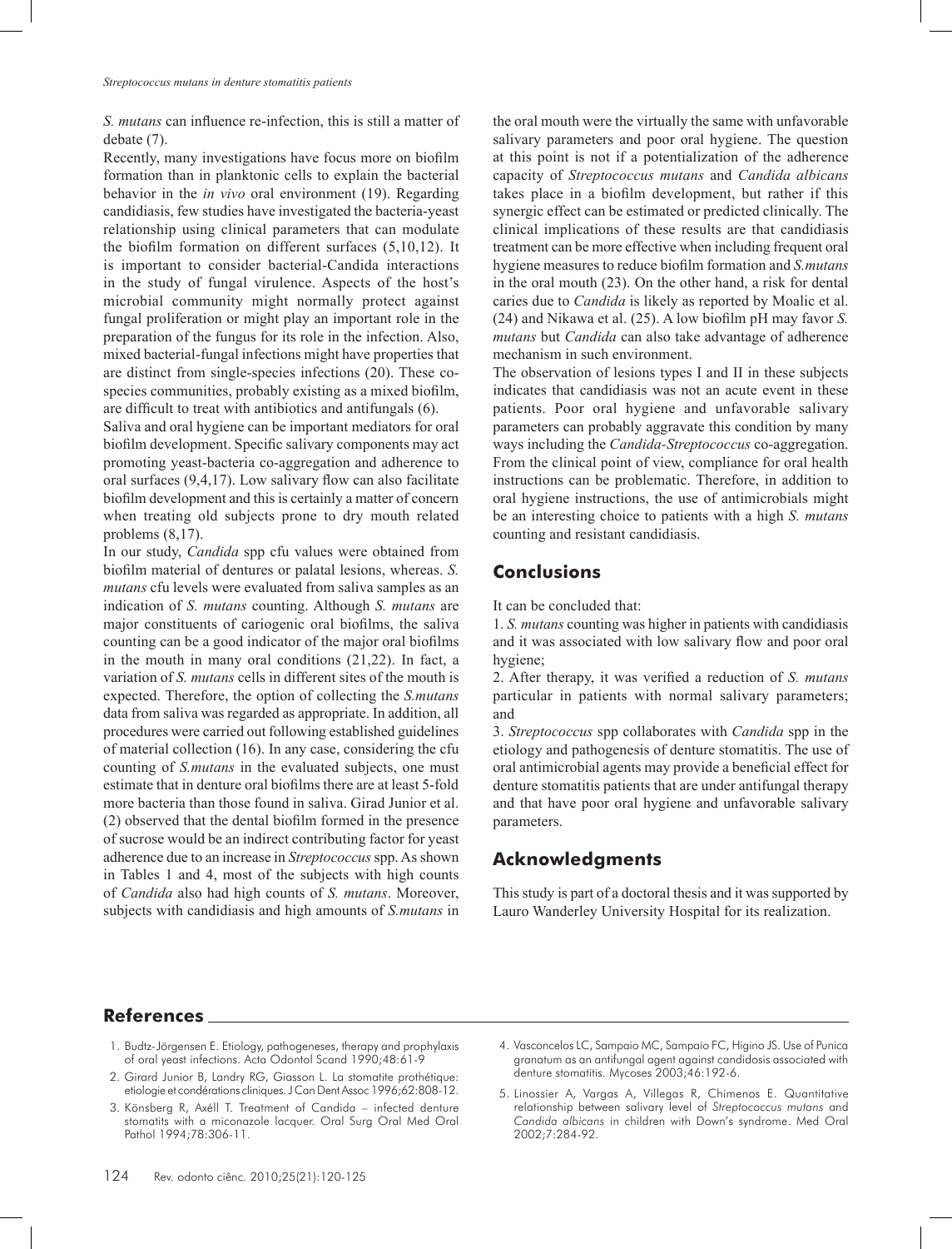*S. mutans* can influence re-infection, this is still a matter of debate (7).

Recently, many investigations have focus more on biofilm formation than in planktonic cells to explain the bacterial behavior in the *in vivo* oral environment (19). Regarding candidiasis, few studies have investigated the bacteria-yeast relationship using clinical parameters that can modulate the biofilm formation on different surfaces (5,10,12). It is important to consider bacterial-Candida interactions in the study of fungal virulence. Aspects of the host's microbial community might normally protect against fungal proliferation or might play an important role in the preparation of the fungus for its role in the infection. Also, mixed bacterial-fungal infections might have properties that are distinct from single-species infections (20). These co-species communities, probably existing as a mixed biofilm, are difficult to treat with antibiotics and antifungals (6).

Saliva and oral hygiene can be important mediators for oral biofilm development. Specific salivary components may act promoting yeast-bacteria co-aggregation and adherence to oral surfaces (9,4,17). Low salivary flow can also facilitate biofilm development and this is certainly a matter of concern when treating old subjects prone to dry mouth related problems (8,17).

In our study, *Candida* spp cfu values were obtained from biofilm material of dentures or palatal lesions, whereas. *S. mutans* cfu levels were evaluated from saliva samples as an indication of *S. mutans* counting. Although *S. mutans* are major constituents of cariogenic oral biofilms, the saliva counting can be a good indicator of the major oral biofilms in the mouth in many oral conditions (21,22). In fact, a variation of *S. mutans* cells in different sites of the mouth is expected. Therefore, the option of collecting the *S.mutans* data from saliva was regarded as appropriate. In addition, all procedures were carried out following established guidelines of material collection (16). In any case, considering the cfu counting of *S.mutans* in the evaluated subjects, one must estimate that in denture oral biofilms there are at least 5-fold more bacteria than those found in saliva. Girad Junior et al. (2) observed that the dental biofilm formed in the presence of sucrose would be an indirect contributing factor for yeast adherence due to an increase in *Streptococcus* spp. As shown in Tables 1 and 4, most of the subjects with high counts of *Candida* also had high counts of *S. mutans*. Moreover, subjects with candidiasis and high amounts of *S.mutans* in the oral mouth were the virtually the same with unfavorable salivary parameters and poor oral hygiene. The question at this point is not if a potentialization of the adherence capacity of *Streptococcus mutans* and *Candida albicans* takes place in a biofilm development, but rather if this synergic effect can be estimated or predicted clinically. The clinical implications of these results are that candidiasis treatment can be more effective when including frequent oral hygiene measures to reduce biofilm formation and *S.mutans* in the oral mouth (23). On the other hand, a risk for dental caries due to *Candida* is likely as reported by Moalic et al. (24) and Nikawa et al. (25). A low biofilm pH may favor *S. mutans* but *Candida* can also take advantage of adherence mechanism in such environment.

The observation of lesions types I and II in these subjects indicates that candidiasis was not an acute event in these patients. Poor oral hygiene and unfavorable salivary parameters can probably aggravate this condition by many ways including the *Candida-Streptococcus* co-aggregation. From the clinical point of view, compliance for oral health instructions can be problematic. Therefore, in addition to oral hygiene instructions, the use of antimicrobials might be an interesting choice to patients with a high *S. mutans* counting and resistant candidiasis.

## Conclusions

It can be concluded that:

1. *S. mutans* counting was higher in patients with candidiasis and it was associated with low salivary flow and poor oral hygiene;
2. After therapy, it was verified a reduction of *S. mutans* particular in patients with normal salivary parameters; and
3. *Streptococcus* spp collaborates with *Candida* spp in the etiology and pathogenesis of denture stomatitis. The use of oral antimicrobial agents may provide a beneficial effect for denture stomatitis patients that are under antifungal therapy and that have poor oral hygiene and unfavorable salivary parameters.

## Acknowledgments

This study is part of a doctoral thesis and it was supported by Lauro Wanderley University Hospital for its realization.

## References

1. Budtz-Jörgensen E. Etiology, pathogeneses, therapy and prophylaxis of oral yeast infections. Acta Odontol Scand 1990;48:61-9
2. Girard Junior B, Landry RG, Giasson L. La stomatite prothétique: etiologie et condérations cliniques. J Can Dent Assoc 1996;62:808-12.
3. Könsberg R, Axéll T. Treatment of Candida – infected denture stomatits with a miconazole lacquer. Oral Surg Oral Med Oral Pathol 1994;78:306-11.
4. Vasconcelos LC, Sampaio MC, Sampaio FC, Higino JS. Use of Punica granatum as an antifungal agent against candidosis associated with denture stomatitis. Mycoses 2003;46:192-6.
5. Linossier A, Vargas A, Villegas R, Chimenos E. Quantitative relationship between salivary level of *Streptococcus mutans* and *Candida albicans* in children with Down's syndrome. Med Oral 2002;7:284-92.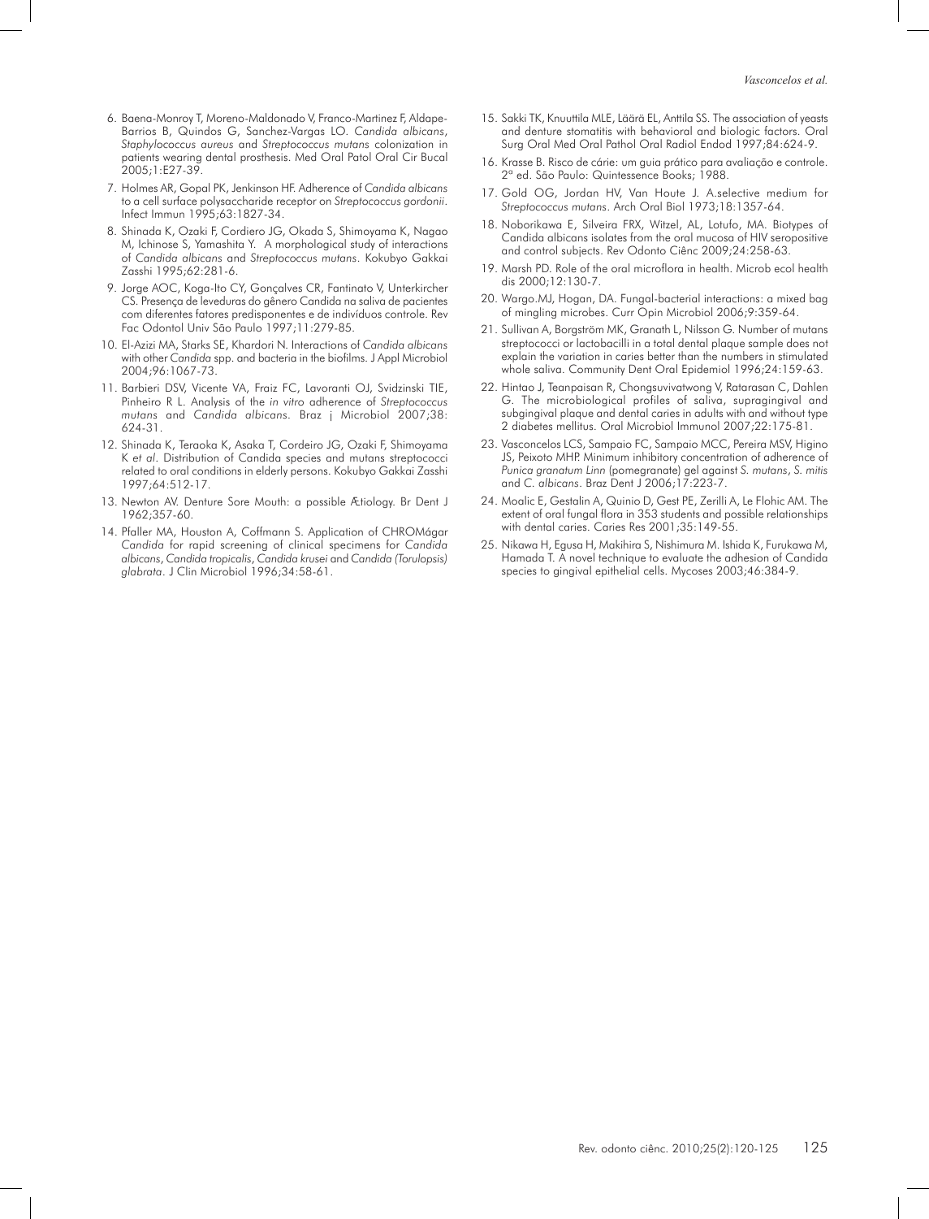6. Baena-Monroy T, Moreno-Maldonado V, Franco-Martinez F, Aldape-Barrios B, Quindos G, Sanchez-Vargas LO. *Candida albicans*, *Staphylococcus aureus* and *Streptococcus mutans* colonization in patients wearing dental prosthesis. Med Oral Patol Oral Cir Bucal 2005;1:E27-39.
7. Holmes AR, Gopal PK, Jenkinson HF. Adherence of *Candida albicans* to a cell surface polysaccharide receptor on *Streptococcus gordonii*. Infect Immun 1995;63:1827-34.
8. Shinada K, Ozaki F, Cordiero JG, Okada S, Shimoyama K, Nagao M, Ichinose S, Yamashita Y. A morphological study of interactions of *Candida albicans* and *Streptococcus mutans*. Kokubyo Gakkai Zasshi 1995;62:281-6.
9. Jorge AOC, Koga-Ito CY, Gonçalves CR, Fantinato V, Unterkircher CS. Presença de leveduras do gênero Candida na saliva de pacientes com diferentes fatores predisponentes e de indivíduos controle. Rev Fac Odontol Univ São Paulo 1997;11:279-85.
10. El-Azizi MA, Starks SE, Khardori N. Interactions of *Candida albicans* with other *Candida* spp. and bacteria in the biofilms. J Appl Microbiol 2004;96:1067-73.
11. Barbieri DSV, Vicente VA, Fraiz FC, Lavoranti OJ, Svidzinski TIE, Pinheiro R L. Analysis of the *in vitro* adherence of *Streptococcus mutans* and *Candida albicans*. Braz j Microbiol 2007;38: 624-31.
12. Shinada K, Teraoka K, Asaka T, Cordeiro JG, Ozaki F, Shimoyama K *et al*. Distribution of Candida species and mutans streptococci related to oral conditions in elderly persons. Kokubyo Gakkai Zasshi 1997;64:512-17.
13. Newton AV. Denture Sore Mouth: a possible Ætiology. Br Dent J 1962;357-60.
14. Pfaller MA, Houston A, Coffmann S. Application of CHROMágar *Candida* for rapid screening of clinical specimens for *Candida albicans*, *Candida tropicalis*, *Candida krusei* and *Candida (Torulopsis) glabrata*. J Clin Microbiol 1996;34:58-61.
15. Sakki TK, Knuuttila MLE, Läärä EL, Anttila SS. The association of yeasts and denture stomatitis with behavioral and biologic factors. Oral Surg Oral Med Oral Pathol Oral Radiol Endod 1997;84:624-9.
16. Krasse B. Risco de cárie: um guia prático para avaliação e controle. 2ª ed. São Paulo: Quintessence Books; 1988.
17. Gold OG, Jordan HV, Van Houte J. A.selective medium for *Streptococcus mutans*. Arch Oral Biol 1973;18:1357-64.
18. Noborikawa E, Silveira FRX, Witzel, AL, Lotufo, MA. Biotypes of Candida albicans isolates from the oral mucosa of HIV seropositive and control subjects. Rev Odonto Ciênc 2009;24:258-63.
19. Marsh PD. Role of the oral microflora in health. Microb ecol health dis 2000;12:130-7.
20. Wargo.MJ, Hogan, DA. Fungal-bacterial interactions: a mixed bag of mingling microbes. Curr Opin Microbiol 2006;9:359-64.
21. Sullivan A, Borgström MK, Granath L, Nilsson G. Number of mutans streptococci or lactobacilli in a total dental plaque sample does not explain the variation in caries better than the numbers in stimulated whole saliva. Community Dent Oral Epidemiol 1996;24:159-63.
22. Hintao J, Teanpaisan R, Chongsuvivatwong V, Ratarasan C, Dahlen G. The microbiological profiles of saliva, supragingival and subgingival plaque and dental caries in adults with and without type 2 diabetes mellitus. Oral Microbiol Immunol 2007;22:175-81.
23. Vasconcelos LCS, Sampaio FC, Sampaio MCC, Pereira MSV, Higino JS, Peixoto MHP. Minimum inhibitory concentration of adherence of *Punica granatum Linn* (pomegranate) gel against *S. mutans*, *S. mitis* and *C. albicans*. Braz Dent J 2006;17:223-7.
24. Moalic E, Gestalin A, Quinio D, Gest PE, Zerilli A, Le Flohic AM. The extent of oral fungal flora in 353 students and possible relationships with dental caries. Caries Res 2001;35:149-55.
25. Nikawa H, Egusa H, Makihira S, Nishimura M. Ishida K, Furukawa M, Hamada T. A novel technique to evaluate the adhesion of Candida species to gingival epithelial cells. Mycoses 2003;46:384-9.